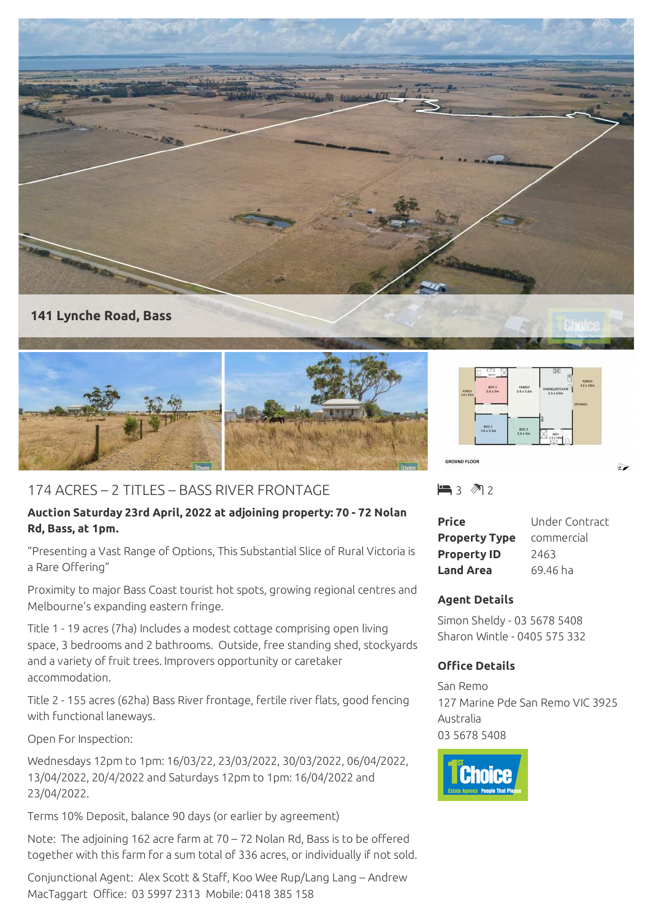141 Lynche Road, Bass

# 174 ACRES – 2 TITLES – BASS RIVER FRONTAGE

3 bed 2 bath

**Auction Saturday 23rd April, 2022 at adjoining property: 70 - 72 Nolan Rd, Bass, at 1pm.**

"Presenting a Vast Range of Options, This Substantial Slice of Rural Victoria is a Rare Offering"

Proximity to major Bass Coast tourist hot spots, growing regional centres and Melbourne's expanding eastern fringe.

Title 1 - 19 acres (7ha) Includes a modest cottage comprising open living space, 3 bedrooms and 2 bathrooms. Outside, free standing shed, stockyards and a variety of fruit trees. Improvers opportunity or caretaker accommodation.

Title 2 - 155 acres (62ha) Bass River frontage, fertile river flats, good fencing with functional laneways.

Open For Inspection:

Wednesdays 12pm to 1pm: 16/03/22, 23/03/2022, 30/03/2022, 06/04/2022, 13/04/2022, 20/4/2022 and Saturdays 12pm to 1pm: 16/04/2022 and 23/04/2022.

Terms 10% Deposit, balance 90 days (or earlier by agreement)

Note: The adjoining 162 acre farm at 70 – 72 Nolan Rd, Bass is to be offered together with this farm for a sum total of 336 acres, or individually if not sold.

Conjunctional Agent: Alex Scott & Staff, Koo Wee Rup/Lang Lang – Andrew MacTaggart Office: 03 5997 2313 Mobile: 0418 385 158

| | |
|---|---|
| **Price** | Under Contract |
| **Property Type** | commercial |
| **Property ID** | 2463 |
| **Land Area** | 69.46 ha |

### Agent Details

Simon Sheldy - 03 5678 5408
Sharon Wintle - 0405 575 332

### Office Details

San Remo
127 Marine Pde San Remo VIC 3925
Australia
03 5678 5408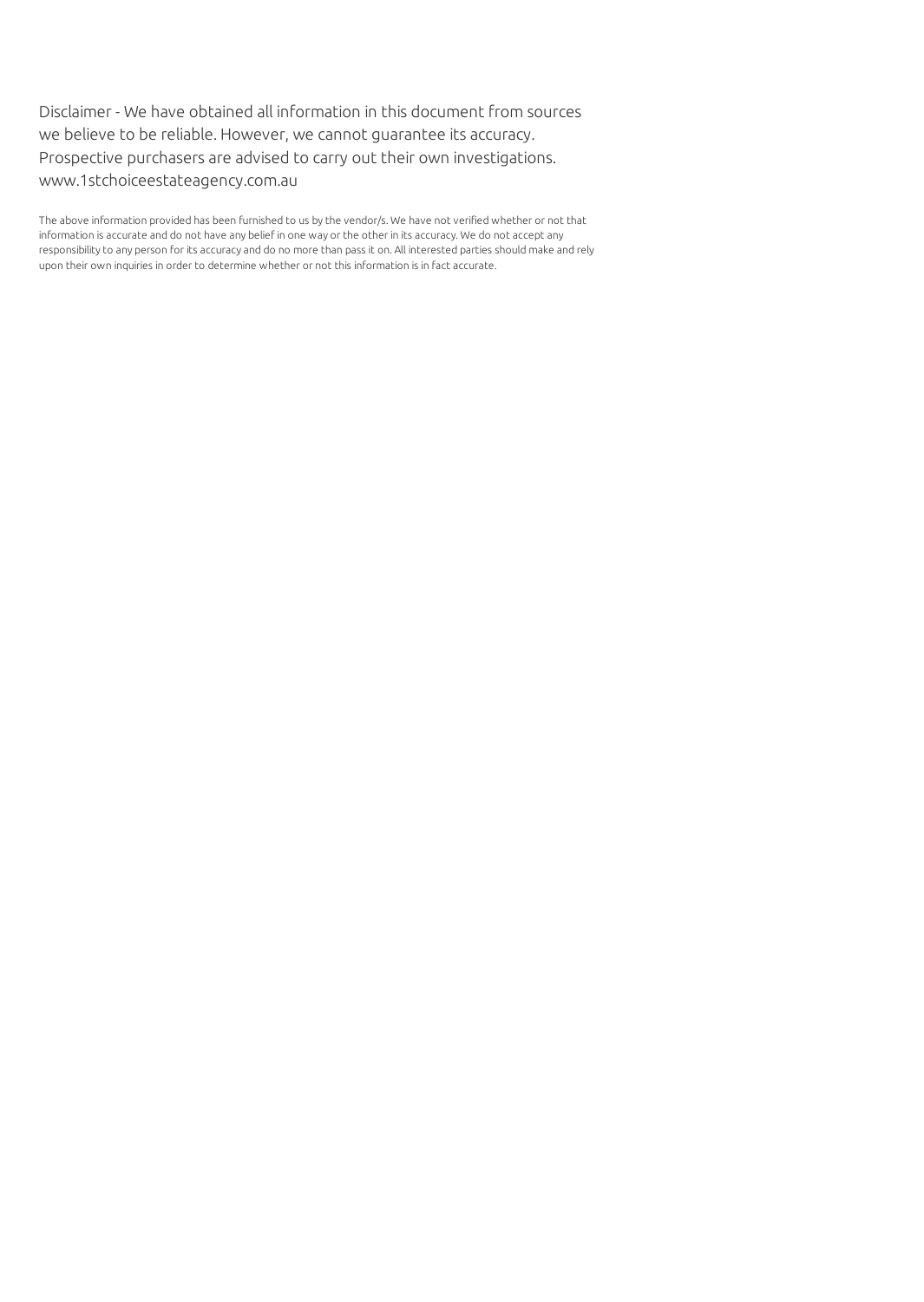Disclaimer - We have obtained all information in this document from sources we believe to be reliable. However, we cannot guarantee its accuracy. Prospective purchasers are advised to carry out their own investigations. www.1stchoiceestateagency.com.au

The above information provided has been furnished to us by the vendor/s. We have not verified whether or not that information is accurate and do not have any belief in one way or the other in its accuracy. We do not accept any responsibility to any person for its accuracy and do no more than pass it on. All interested parties should make and rely upon their own inquiries in order to determine whether or not this information is in fact accurate.